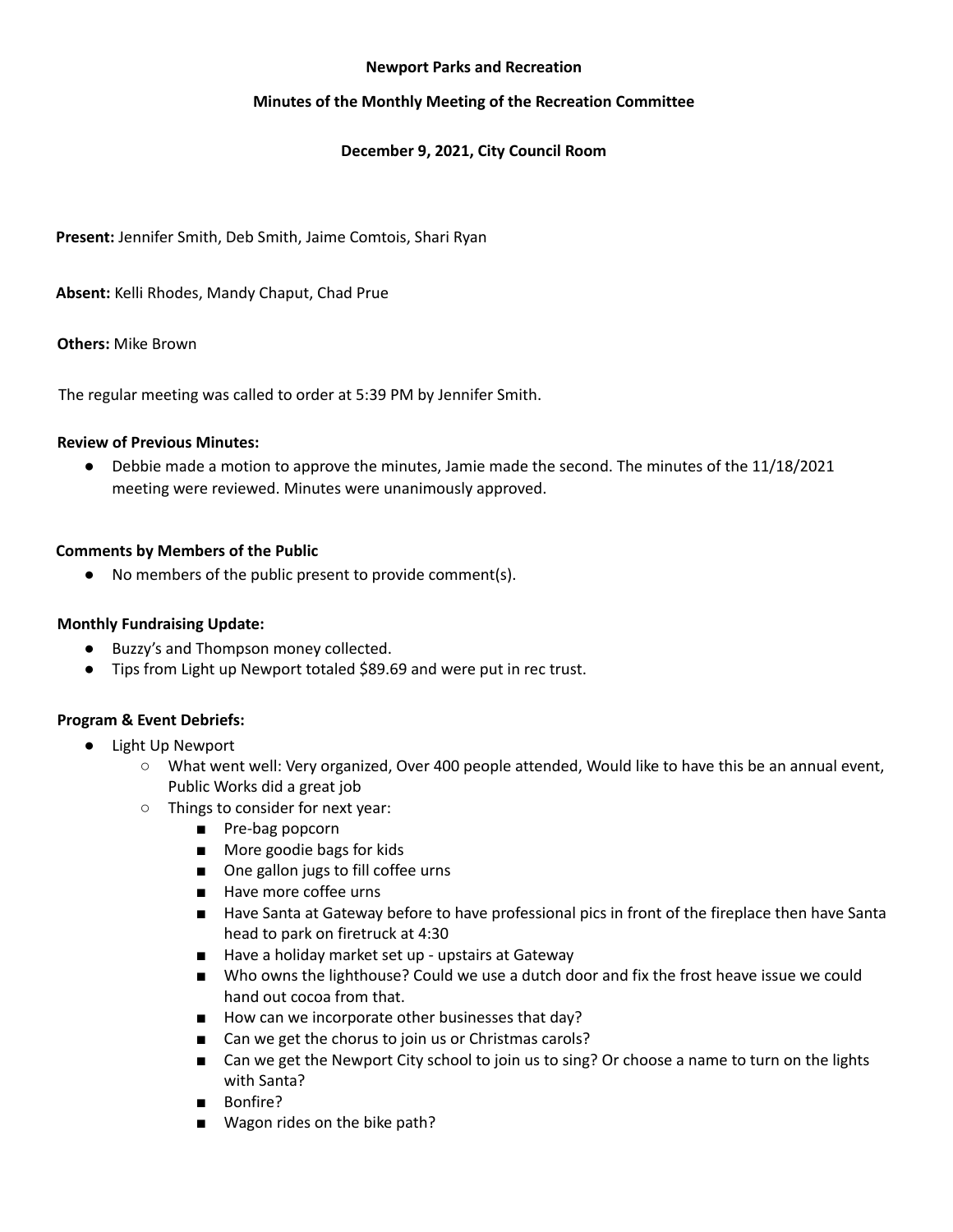**Newport Parks and Recreation**

**Minutes of the Monthly Meeting of the Recreation Committee**

**December 9, 2021, City Council Room**

**Present:** Jennifer Smith, Deb Smith, Jaime Comtois, Shari Ryan

**Absent:** Kelli Rhodes, Mandy Chaput, Chad Prue

**Others:** Mike Brown

The regular meeting was called to order at 5:39 PM by Jennifer Smith.

**Review of Previous Minutes:**

- Debbie made a motion to approve the minutes, Jamie made the second. The minutes of the 11/18/2021 meeting were reviewed. Minutes were unanimously approved.

**Comments by Members of the Public**

- No members of the public present to provide comment(s).

**Monthly Fundraising Update:**

- Buzzy's and Thompson money collected.
- Tips from Light up Newport totaled $89.69 and were put in rec trust.

**Program & Event Debriefs:**

- Light Up Newport
  - What went well: Very organized, Over 400 people attended, Would like to have this be an annual event, Public Works did a great job
  - Things to consider for next year:
    - Pre-bag popcorn
    - More goodie bags for kids
    - One gallon jugs to fill coffee urns
    - Have more coffee urns
    - Have Santa at Gateway before to have professional pics in front of the fireplace then have Santa head to park on firetruck at 4:30
    - Have a holiday market set up - upstairs at Gateway
    - Who owns the lighthouse? Could we use a dutch door and fix the frost heave issue we could hand out cocoa from that.
    - How can we incorporate other businesses that day?
    - Can we get the chorus to join us or Christmas carols?
    - Can we get the Newport City school to join us to sing? Or choose a name to turn on the lights with Santa?
    - Bonfire?
    - Wagon rides on the bike path?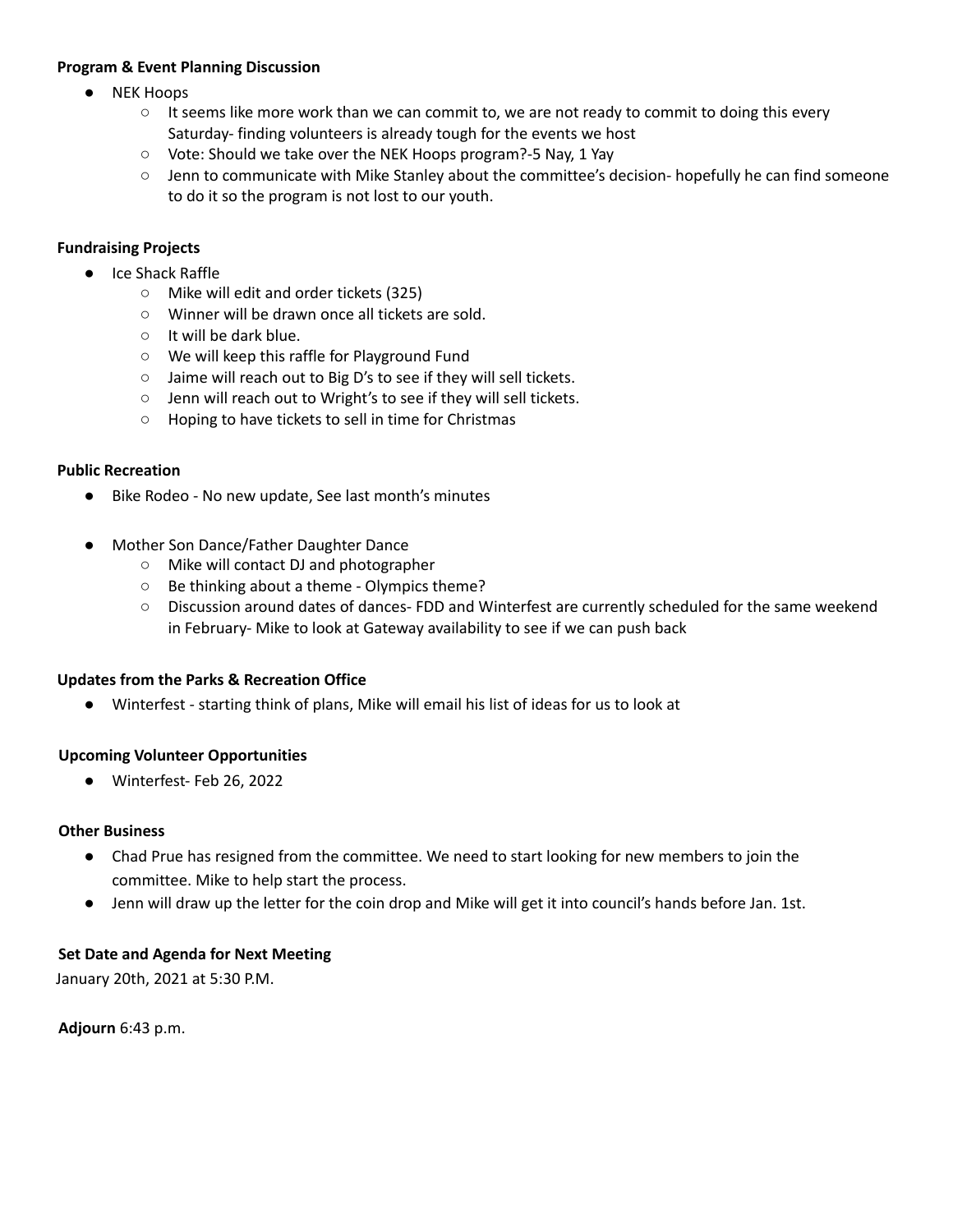**Program & Event Planning Discussion**

- NEK Hoops
  - It seems like more work than we can commit to, we are not ready to commit to doing this every Saturday- finding volunteers is already tough for the events we host
  - Vote: Should we take over the NEK Hoops program?-5 Nay, 1 Yay
  - Jenn to communicate with Mike Stanley about the committee's decision- hopefully he can find someone to do it so the program is not lost to our youth.

**Fundraising Projects**

- Ice Shack Raffle
  - Mike will edit and order tickets (325)
  - Winner will be drawn once all tickets are sold.
  - It will be dark blue.
  - We will keep this raffle for Playground Fund
  - Jaime will reach out to Big D's to see if they will sell tickets.
  - Jenn will reach out to Wright's to see if they will sell tickets.
  - Hoping to have tickets to sell in time for Christmas

**Public Recreation**

- Bike Rodeo - No new update, See last month's minutes
- Mother Son Dance/Father Daughter Dance
  - Mike will contact DJ and photographer
  - Be thinking about a theme - Olympics theme?
  - Discussion around dates of dances- FDD and Winterfest are currently scheduled for the same weekend in February- Mike to look at Gateway availability to see if we can push back

**Updates from the Parks & Recreation Office**

- Winterfest - starting think of plans, Mike will email his list of ideas for us to look at

**Upcoming Volunteer Opportunities**

- Winterfest- Feb 26, 2022

**Other Business**

- Chad Prue has resigned from the committee. We need to start looking for new members to join the committee. Mike to help start the process.
- Jenn will draw up the letter for the coin drop and Mike will get it into council's hands before Jan. 1st.

**Set Date and Agenda for Next Meeting**

January 20th, 2021 at 5:30 P.M.

**Adjourn** 6:43 p.m.